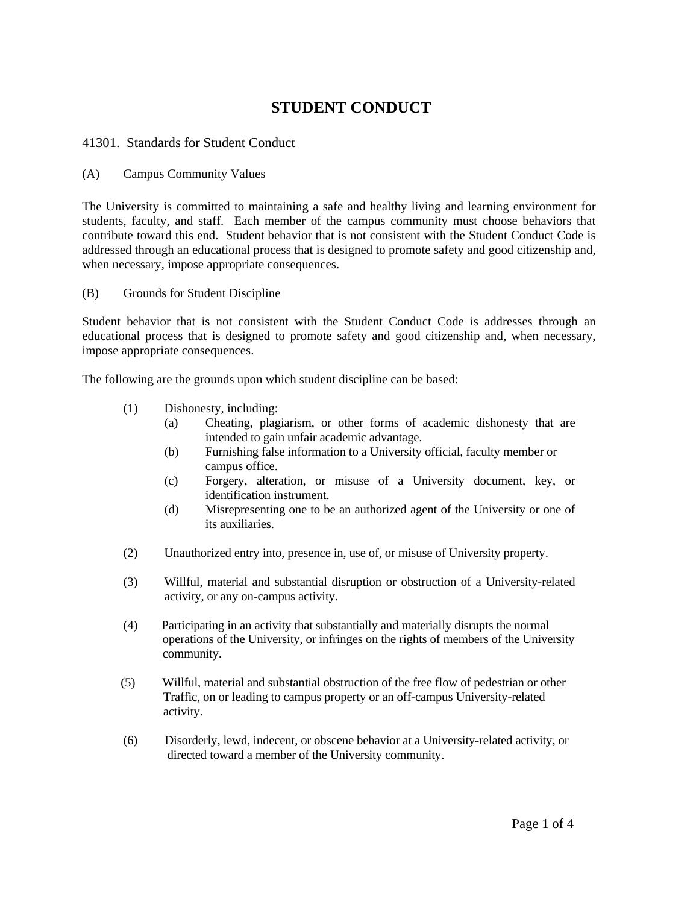# STUDENT CONDUCT

## 41301. Standards for Student Conduct

### (A) Campus Community Values

The University is committed to maintaining a safe and healthy living and learning environment for students, faculty, and staff. Each member of the campus community must choose behaviors that contribute toward this end. Student behavior that is not consistent with the Student Conduct Code is addressed through an educational process that is designed to promote safety and good citizenship and, when necessary, impose appropriate consequences.

### (B) Grounds for Student Discipline

Student behavior that is not consistent with the Student Conduct Code is addresses through an educational process that is designed to promote safety and good citizenship and, when necessary, impose appropriate consequences.

The following are the grounds upon which student discipline can be based:

(1) Dishonesty, including:
   - (a) Cheating, plagiarism, or other forms of academic dishonesty that are intended to gain unfair academic advantage.
   - (b) Furnishing false information to a University official, faculty member or campus office.
   - (c) Forgery, alteration, or misuse of a University document, key, or identification instrument.
   - (d) Misrepresenting one to be an authorized agent of the University or one of its auxiliaries.

(2) Unauthorized entry into, presence in, use of, or misuse of University property.

(3) Willful, material and substantial disruption or obstruction of a University-related activity, or any on-campus activity.

(4) Participating in an activity that substantially and materially disrupts the normal operations of the University, or infringes on the rights of members of the University community.

(5) Willful, material and substantial obstruction of the free flow of pedestrian or other Traffic, on or leading to campus property or an off-campus University-related activity.

(6) Disorderly, lewd, indecent, or obscene behavior at a University-related activity, or directed toward a member of the University community.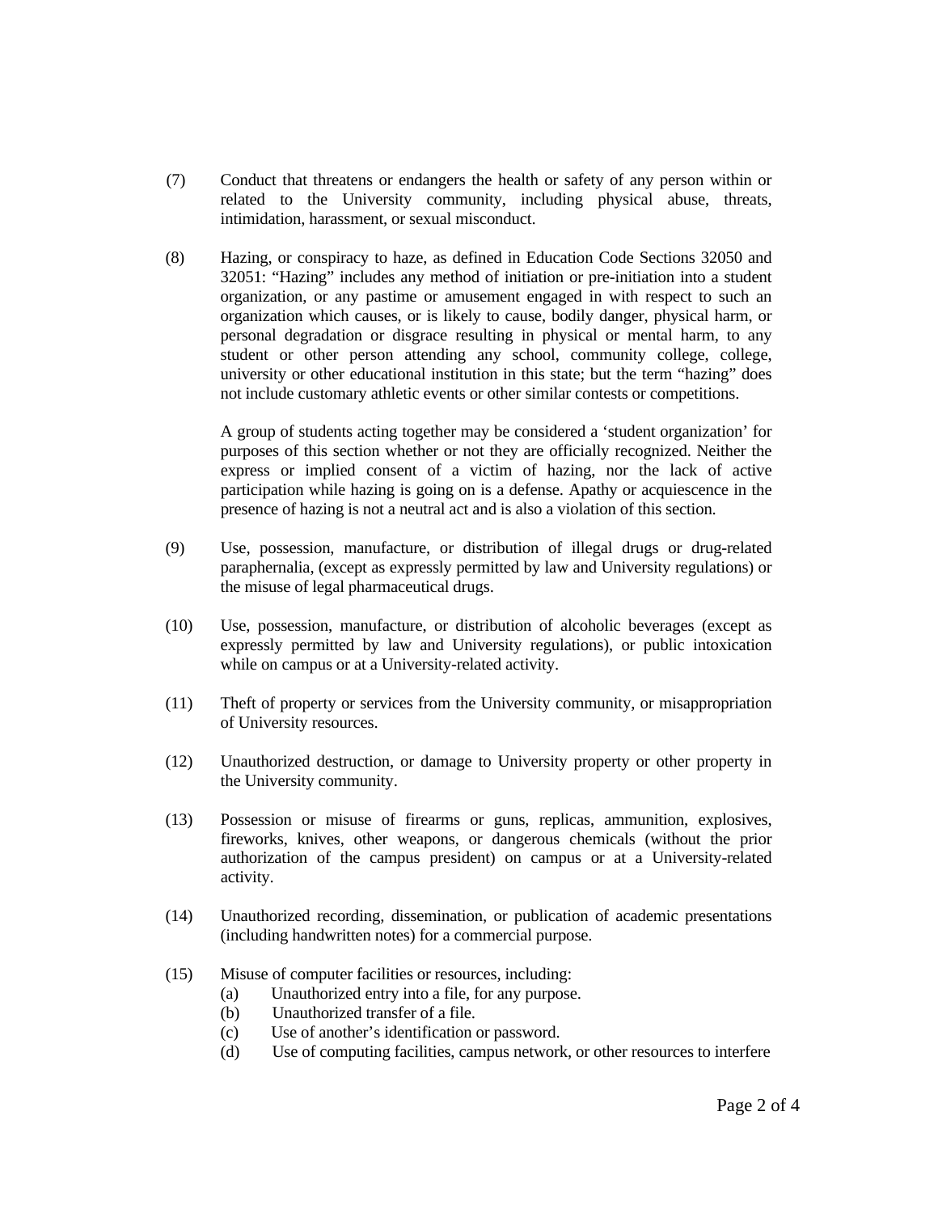(7) Conduct that threatens or endangers the health or safety of any person within or related to the University community, including physical abuse, threats, intimidation, harassment, or sexual misconduct.

(8) Hazing, or conspiracy to haze, as defined in Education Code Sections 32050 and 32051: “Hazing” includes any method of initiation or pre-initiation into a student organization, or any pastime or amusement engaged in with respect to such an organization which causes, or is likely to cause, bodily danger, physical harm, or personal degradation or disgrace resulting in physical or mental harm, to any student or other person attending any school, community college, college, university or other educational institution in this state; but the term “hazing” does not include customary athletic events or other similar contests or competitions.

A group of students acting together may be considered a ‘student organization’ for purposes of this section whether or not they are officially recognized. Neither the express or implied consent of a victim of hazing, nor the lack of active participation while hazing is going on is a defense. Apathy or acquiescence in the presence of hazing is not a neutral act and is also a violation of this section.

(9) Use, possession, manufacture, or distribution of illegal drugs or drug-related paraphernalia, (except as expressly permitted by law and University regulations) or the misuse of legal pharmaceutical drugs.

(10) Use, possession, manufacture, or distribution of alcoholic beverages (except as expressly permitted by law and University regulations), or public intoxication while on campus or at a University-related activity.

(11) Theft of property or services from the University community, or misappropriation of University resources.

(12) Unauthorized destruction, or damage to University property or other property in the University community.

(13) Possession or misuse of firearms or guns, replicas, ammunition, explosives, fireworks, knives, other weapons, or dangerous chemicals (without the prior authorization of the campus president) on campus or at a University-related activity.

(14) Unauthorized recording, dissemination, or publication of academic presentations (including handwritten notes) for a commercial purpose.

(15) Misuse of computer facilities or resources, including:
   (a) Unauthorized entry into a file, for any purpose.
   (b) Unauthorized transfer of a file.
   (c) Use of another’s identification or password.
   (d) Use of computing facilities, campus network, or other resources to interfere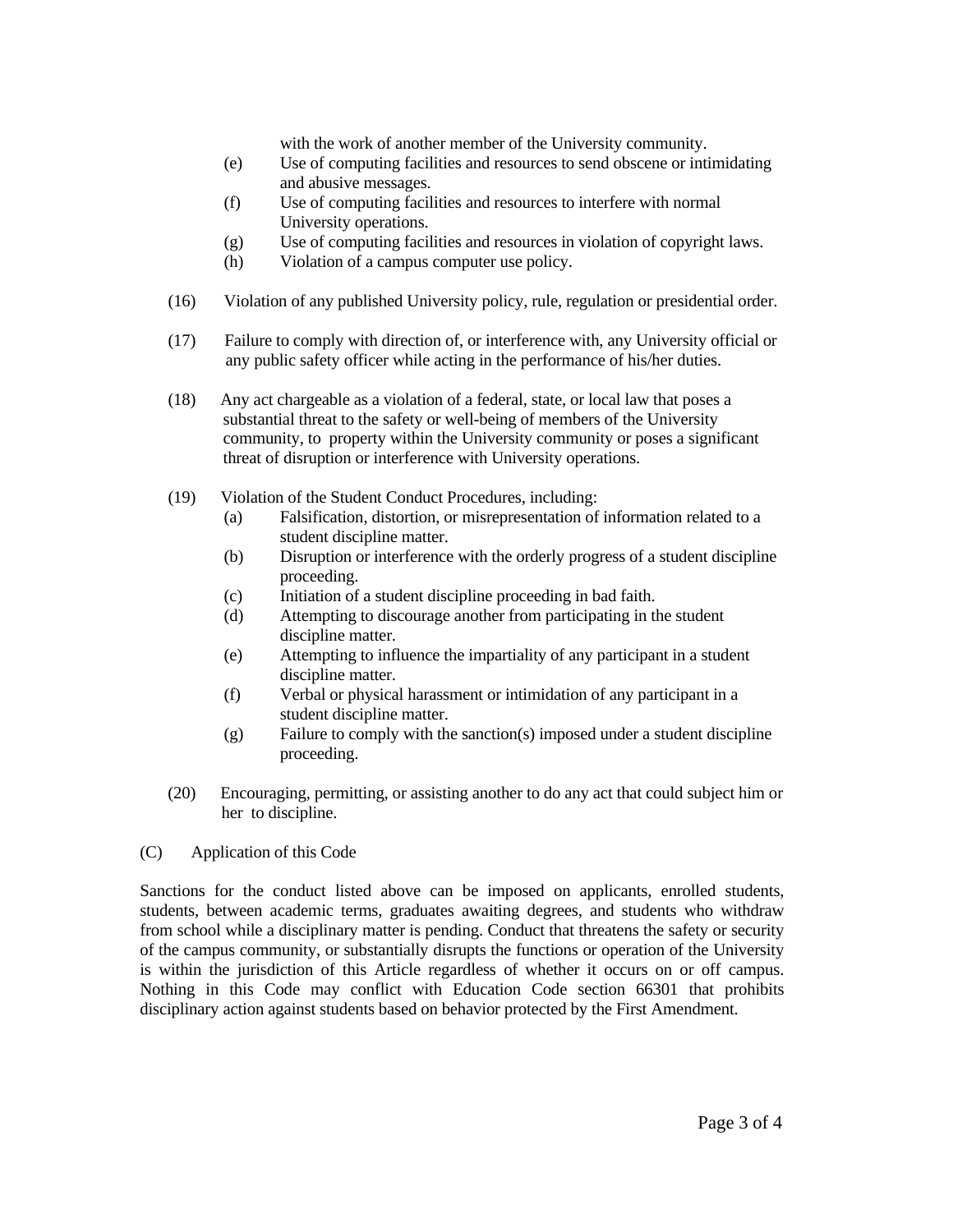with the work of another member of the University community.

(e) Use of computing facilities and resources to send obscene or intimidating and abusive messages.

(f) Use of computing facilities and resources to interfere with normal University operations.

(g) Use of computing facilities and resources in violation of copyright laws.

(h) Violation of a campus computer use policy.

(16) Violation of any published University policy, rule, regulation or presidential order.

(17) Failure to comply with direction of, or interference with, any University official or any public safety officer while acting in the performance of his/her duties.

(18) Any act chargeable as a violation of a federal, state, or local law that poses a substantial threat to the safety or well-being of members of the University community, to property within the University community or poses a significant threat of disruption or interference with University operations.

(19) Violation of the Student Conduct Procedures, including:

(a) Falsification, distortion, or misrepresentation of information related to a student discipline matter.

(b) Disruption or interference with the orderly progress of a student discipline proceeding.

(c) Initiation of a student discipline proceeding in bad faith.

(d) Attempting to discourage another from participating in the student discipline matter.

(e) Attempting to influence the impartiality of any participant in a student discipline matter.

(f) Verbal or physical harassment or intimidation of any participant in a student discipline matter.

(g) Failure to comply with the sanction(s) imposed under a student discipline proceeding.

(20) Encouraging, permitting, or assisting another to do any act that could subject him or her to discipline.

(C) Application of this Code

Sanctions for the conduct listed above can be imposed on applicants, enrolled students, students, between academic terms, graduates awaiting degrees, and students who withdraw from school while a disciplinary matter is pending. Conduct that threatens the safety or security of the campus community, or substantially disrupts the functions or operation of the University is within the jurisdiction of this Article regardless of whether it occurs on or off campus. Nothing in this Code may conflict with Education Code section 66301 that prohibits disciplinary action against students based on behavior protected by the First Amendment.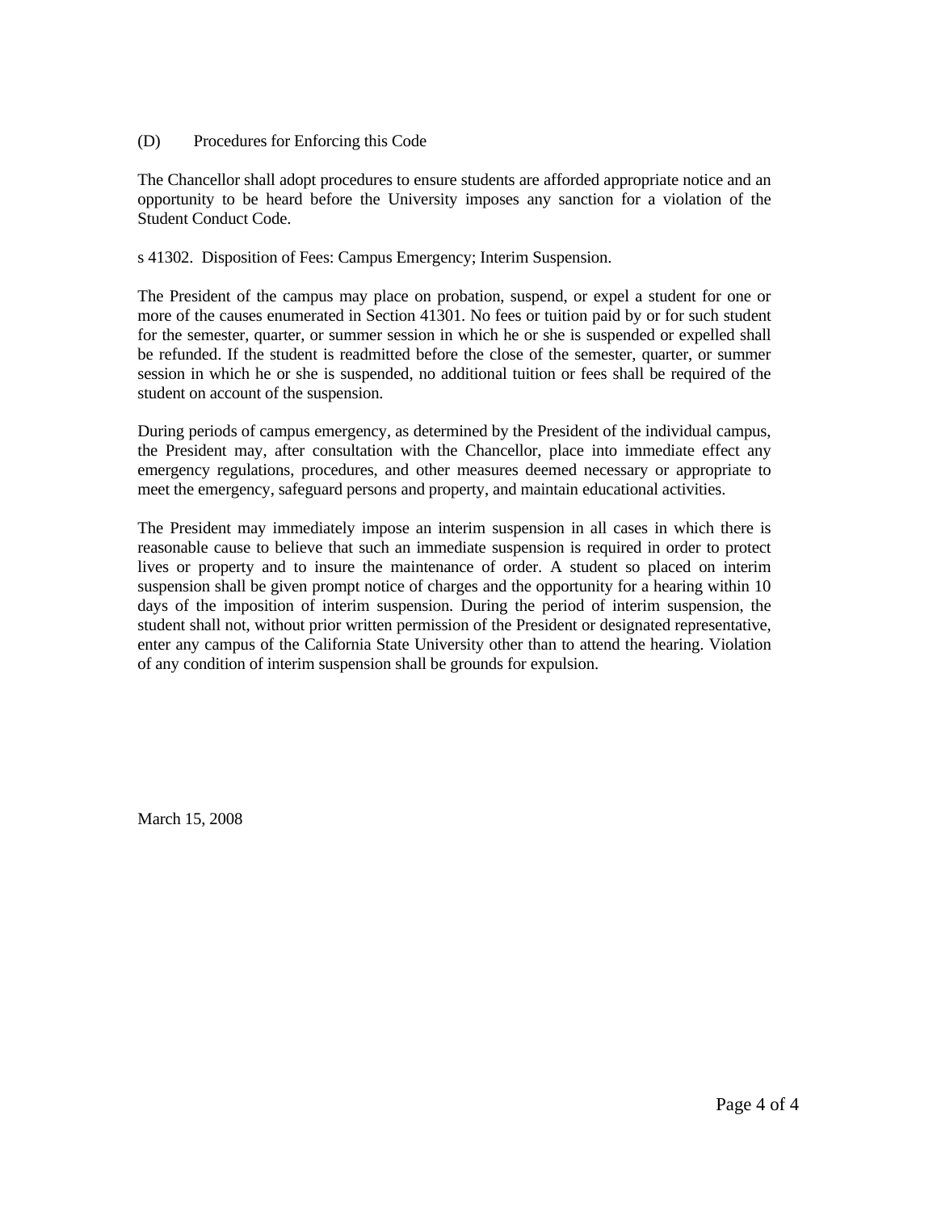(D) Procedures for Enforcing this Code

The Chancellor shall adopt procedures to ensure students are afforded appropriate notice and an opportunity to be heard before the University imposes any sanction for a violation of the Student Conduct Code.

s 41302. Disposition of Fees: Campus Emergency; Interim Suspension.

The President of the campus may place on probation, suspend, or expel a student for one or more of the causes enumerated in Section 41301. No fees or tuition paid by or for such student for the semester, quarter, or summer session in which he or she is suspended or expelled shall be refunded. If the student is readmitted before the close of the semester, quarter, or summer session in which he or she is suspended, no additional tuition or fees shall be required of the student on account of the suspension.

During periods of campus emergency, as determined by the President of the individual campus, the President may, after consultation with the Chancellor, place into immediate effect any emergency regulations, procedures, and other measures deemed necessary or appropriate to meet the emergency, safeguard persons and property, and maintain educational activities.

The President may immediately impose an interim suspension in all cases in which there is reasonable cause to believe that such an immediate suspension is required in order to protect lives or property and to insure the maintenance of order. A student so placed on interim suspension shall be given prompt notice of charges and the opportunity for a hearing within 10 days of the imposition of interim suspension. During the period of interim suspension, the student shall not, without prior written permission of the President or designated representative, enter any campus of the California State University other than to attend the hearing. Violation of any condition of interim suspension shall be grounds for expulsion.

March 15, 2008